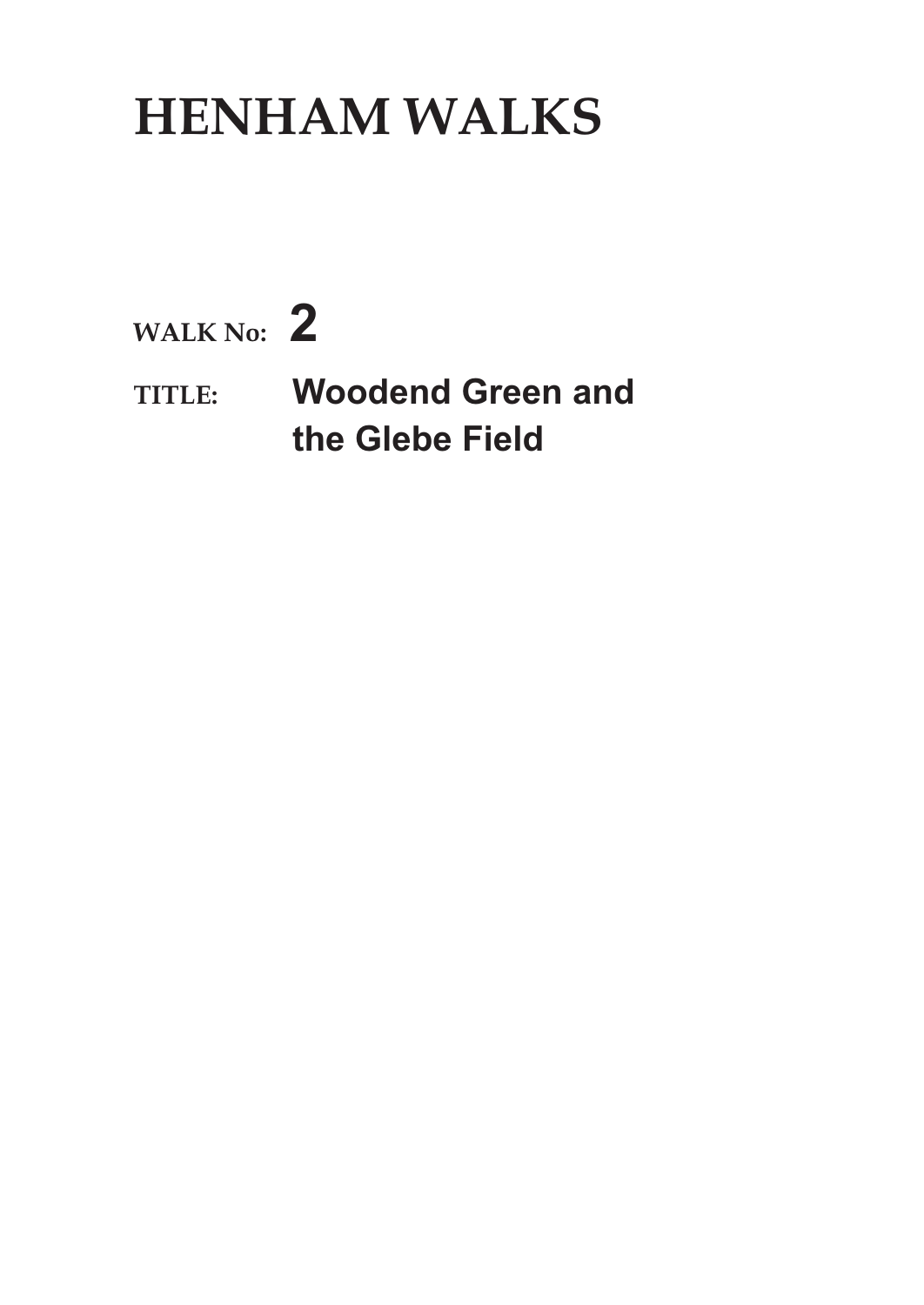# HENHAM WALKS

**WALK No:** **2**

**TITLE:** **Woodend Green and the Glebe Field**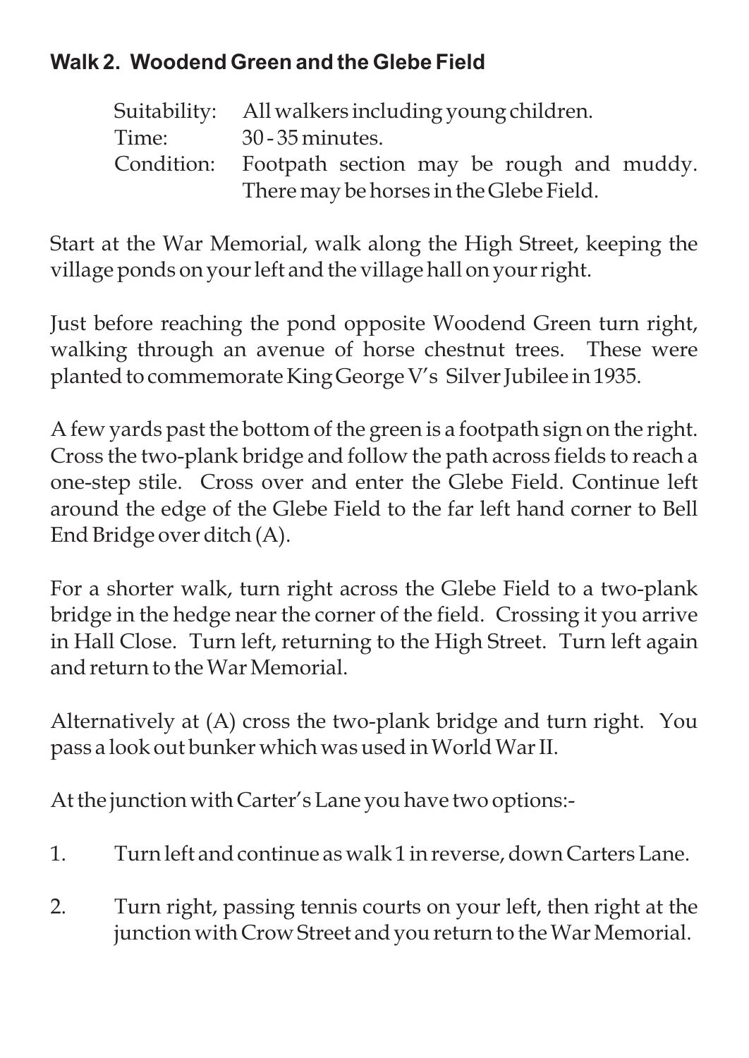## Walk 2. Woodend Green and the Glebe Field

Suitability: All walkers including young children.
Time: 30 - 35 minutes.
Condition: Footpath section may be rough and muddy. There may be horses in the Glebe Field.

Start at the War Memorial, walk along the High Street, keeping the village ponds on your left and the village hall on your right.

Just before reaching the pond opposite Woodend Green turn right, walking through an avenue of horse chestnut trees. These were planted to commemorate King George V's Silver Jubilee in 1935.

A few yards past the bottom of the green is a footpath sign on the right. Cross the two-plank bridge and follow the path across fields to reach a one-step stile. Cross over and enter the Glebe Field. Continue left around the edge of the Glebe Field to the far left hand corner to Bell End Bridge over ditch (A).

For a shorter walk, turn right across the Glebe Field to a two-plank bridge in the hedge near the corner of the field. Crossing it you arrive in Hall Close. Turn left, returning to the High Street. Turn left again and return to the War Memorial.

Alternatively at (A) cross the two-plank bridge and turn right. You pass a look out bunker which was used in World War II.

At the junction with Carter's Lane you have two options:-

1. Turn left and continue as walk 1 in reverse, down Carters Lane.

2. Turn right, passing tennis courts on your left, then right at the junction with Crow Street and you return to the War Memorial.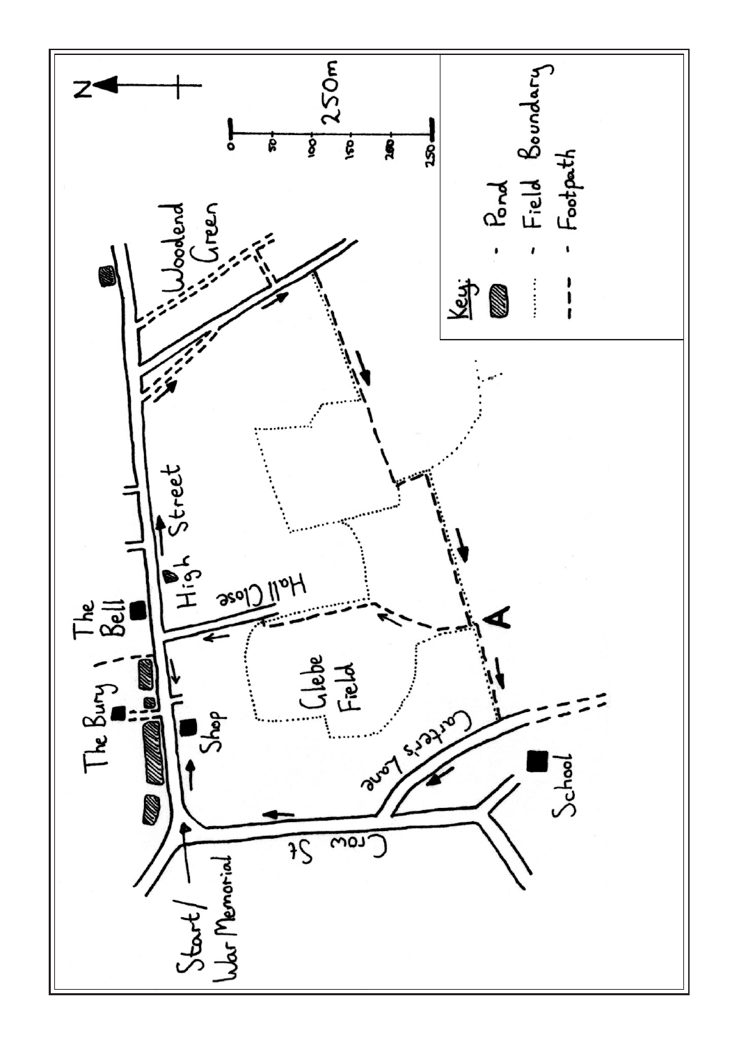N

250m

0 50 100 150 200 250

Key:

- Pond
- Field Boundary
- Footpath

Woodend Green

High Street

The Bell

The Bury

Hall Close

Shop

Glebe Field

A

Carters Lane

School

Crow St

Start/ War Memorial